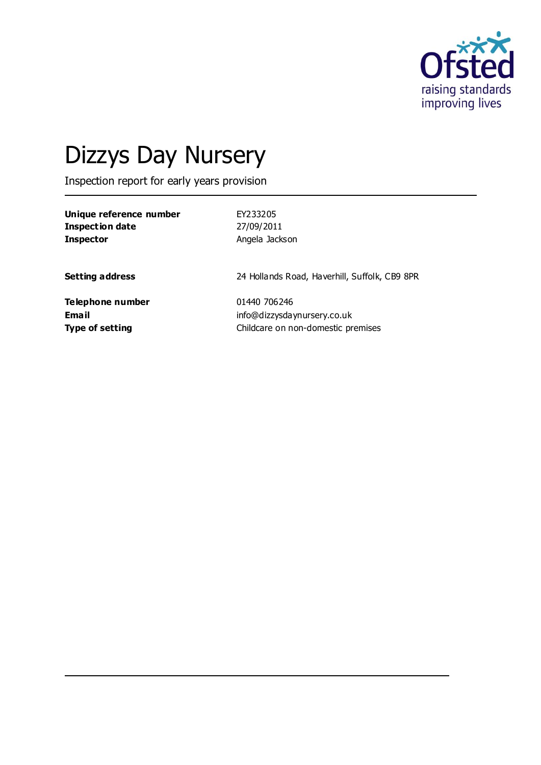# Dizzys Day Nursery

Inspection report for early years provision

| | |
|---|---|
| **Unique reference number** | EY233205 |
| **Inspection date** | 27/09/2011 |
| **Inspector** | Angela Jackson |
| | |
| **Setting address** | 24 Hollands Road, Haverhill, Suffolk, CB9 8PR |
| | |
| **Telephone number** | 01440 706246 |
| **Email** | info@dizzysdaynursery.co.uk |
| **Type of setting** | Childcare on non-domestic premises |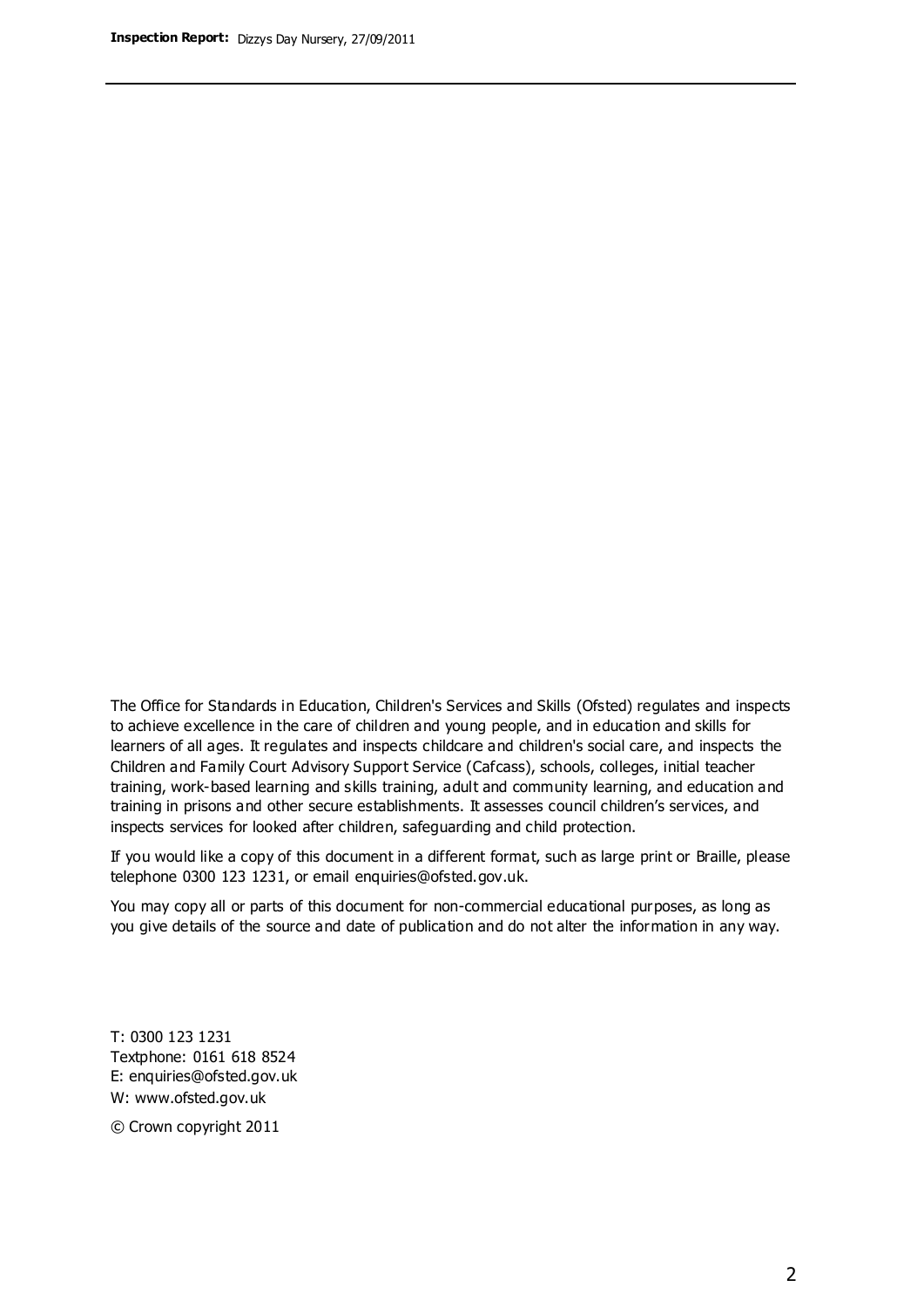The Office for Standards in Education, Children's Services and Skills (Ofsted) regulates and inspects to achieve excellence in the care of children and young people, and in education and skills for learners of all ages. It regulates and inspects childcare and children's social care, and inspects the Children and Family Court Advisory Support Service (Cafcass), schools, colleges, initial teacher training, work-based learning and skills training, adult and community learning, and education and training in prisons and other secure establishments. It assesses council children's services, and inspects services for looked after children, safeguarding and child protection.

If you would like a copy of this document in a different format, such as large print or Braille, please telephone 0300 123 1231, or email enquiries@ofsted.gov.uk.

You may copy all or parts of this document for non-commercial educational purposes, as long as you give details of the source and date of publication and do not alter the information in any way.

T: 0300 123 1231
Textphone: 0161 618 8524
E: enquiries@ofsted.gov.uk
W: www.ofsted.gov.uk

© Crown copyright 2011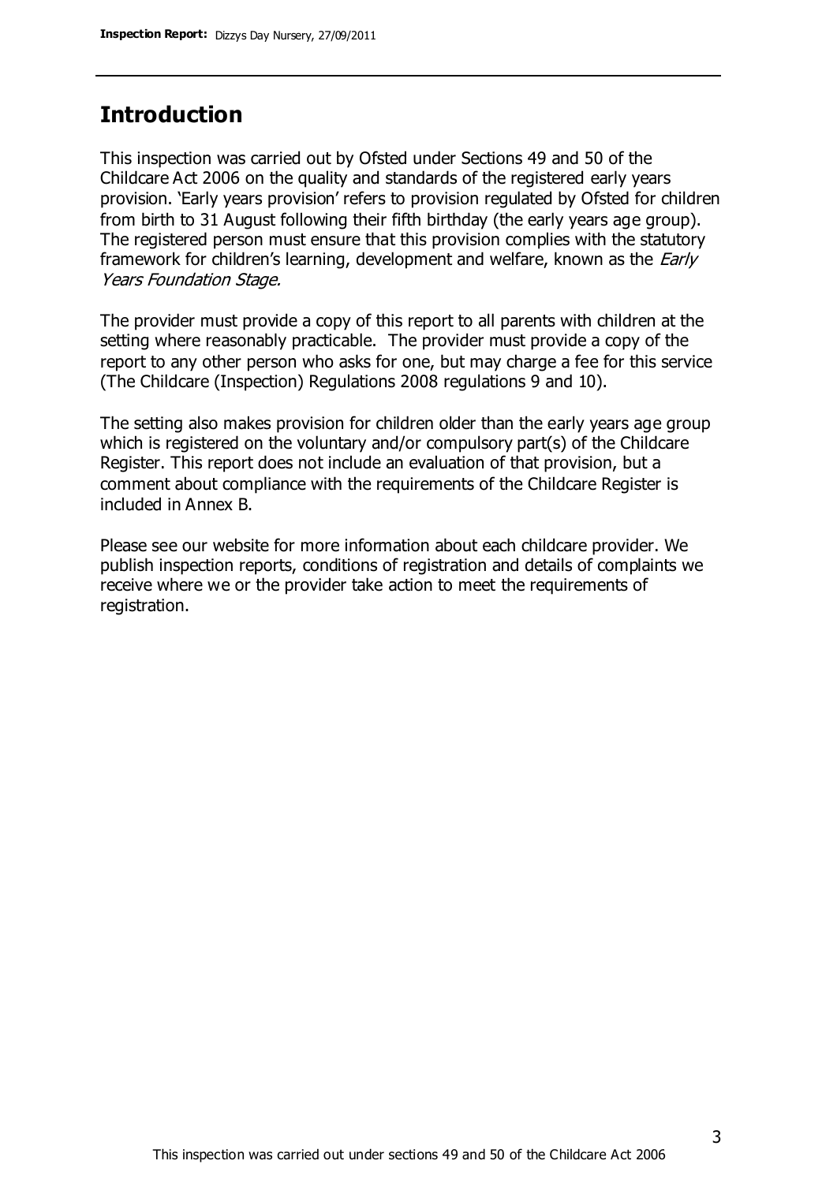## Introduction

This inspection was carried out by Ofsted under Sections 49 and 50 of the Childcare Act 2006 on the quality and standards of the registered early years provision. 'Early years provision' refers to provision regulated by Ofsted for children from birth to 31 August following their fifth birthday (the early years age group). The registered person must ensure that this provision complies with the statutory framework for children's learning, development and welfare, known as the *Early Years Foundation Stage.*

The provider must provide a copy of this report to all parents with children at the setting where reasonably practicable. The provider must provide a copy of the report to any other person who asks for one, but may charge a fee for this service (The Childcare (Inspection) Regulations 2008 regulations 9 and 10).

The setting also makes provision for children older than the early years age group which is registered on the voluntary and/or compulsory part(s) of the Childcare Register. This report does not include an evaluation of that provision, but a comment about compliance with the requirements of the Childcare Register is included in Annex B.

Please see our website for more information about each childcare provider. We publish inspection reports, conditions of registration and details of complaints we receive where we or the provider take action to meet the requirements of registration.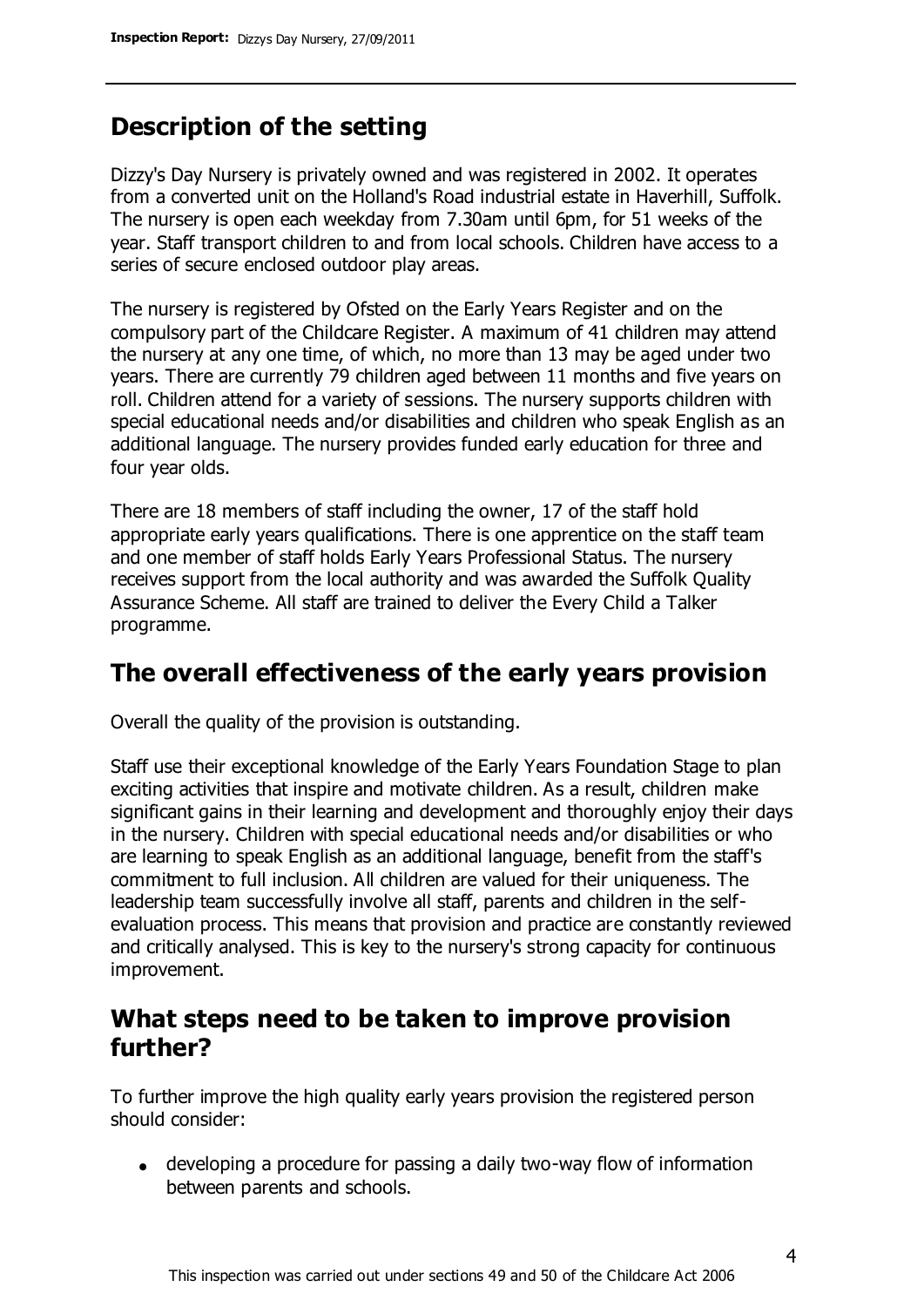## Description of the setting

Dizzy's Day Nursery is privately owned and was registered in 2002. It operates from a converted unit on the Holland's Road industrial estate in Haverhill, Suffolk. The nursery is open each weekday from 7.30am until 6pm, for 51 weeks of the year. Staff transport children to and from local schools. Children have access to a series of secure enclosed outdoor play areas.

The nursery is registered by Ofsted on the Early Years Register and on the compulsory part of the Childcare Register. A maximum of 41 children may attend the nursery at any one time, of which, no more than 13 may be aged under two years. There are currently 79 children aged between 11 months and five years on roll. Children attend for a variety of sessions. The nursery supports children with special educational needs and/or disabilities and children who speak English as an additional language. The nursery provides funded early education for three and four year olds.

There are 18 members of staff including the owner, 17 of the staff hold appropriate early years qualifications. There is one apprentice on the staff team and one member of staff holds Early Years Professional Status. The nursery receives support from the local authority and was awarded the Suffolk Quality Assurance Scheme. All staff are trained to deliver the Every Child a Talker programme.

## The overall effectiveness of the early years provision

Overall the quality of the provision is outstanding.

Staff use their exceptional knowledge of the Early Years Foundation Stage to plan exciting activities that inspire and motivate children. As a result, children make significant gains in their learning and development and thoroughly enjoy their days in the nursery. Children with special educational needs and/or disabilities or who are learning to speak English as an additional language, benefit from the staff's commitment to full inclusion. All children are valued for their uniqueness. The leadership team successfully involve all staff, parents and children in the self-evaluation process. This means that provision and practice are constantly reviewed and critically analysed. This is key to the nursery's strong capacity for continuous improvement.

## What steps need to be taken to improve provision further?

To further improve the high quality early years provision the registered person should consider:

- developing a procedure for passing a daily two-way flow of information between parents and schools.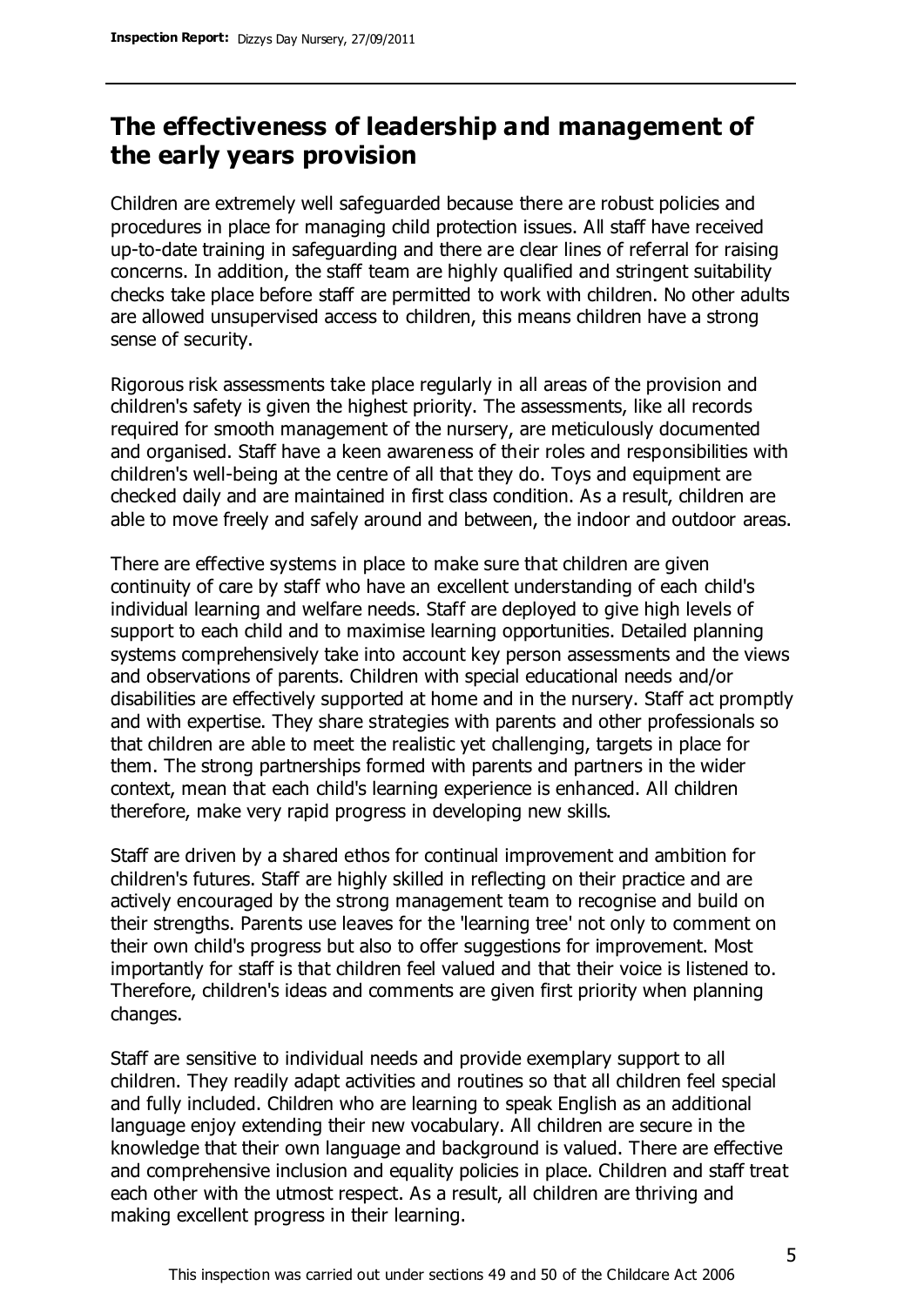## The effectiveness of leadership and management of the early years provision

Children are extremely well safeguarded because there are robust policies and procedures in place for managing child protection issues. All staff have received up-to-date training in safeguarding and there are clear lines of referral for raising concerns. In addition, the staff team are highly qualified and stringent suitability checks take place before staff are permitted to work with children. No other adults are allowed unsupervised access to children, this means children have a strong sense of security.

Rigorous risk assessments take place regularly in all areas of the provision and children's safety is given the highest priority. The assessments, like all records required for smooth management of the nursery, are meticulously documented and organised. Staff have a keen awareness of their roles and responsibilities with children's well-being at the centre of all that they do. Toys and equipment are checked daily and are maintained in first class condition. As a result, children are able to move freely and safely around and between, the indoor and outdoor areas.

There are effective systems in place to make sure that children are given continuity of care by staff who have an excellent understanding of each child's individual learning and welfare needs. Staff are deployed to give high levels of support to each child and to maximise learning opportunities. Detailed planning systems comprehensively take into account key person assessments and the views and observations of parents. Children with special educational needs and/or disabilities are effectively supported at home and in the nursery. Staff act promptly and with expertise. They share strategies with parents and other professionals so that children are able to meet the realistic yet challenging, targets in place for them. The strong partnerships formed with parents and partners in the wider context, mean that each child's learning experience is enhanced. All children therefore, make very rapid progress in developing new skills.

Staff are driven by a shared ethos for continual improvement and ambition for children's futures. Staff are highly skilled in reflecting on their practice and are actively encouraged by the strong management team to recognise and build on their strengths. Parents use leaves for the 'learning tree' not only to comment on their own child's progress but also to offer suggestions for improvement. Most importantly for staff is that children feel valued and that their voice is listened to. Therefore, children's ideas and comments are given first priority when planning changes.

Staff are sensitive to individual needs and provide exemplary support to all children. They readily adapt activities and routines so that all children feel special and fully included. Children who are learning to speak English as an additional language enjoy extending their new vocabulary. All children are secure in the knowledge that their own language and background is valued. There are effective and comprehensive inclusion and equality policies in place. Children and staff treat each other with the utmost respect. As a result, all children are thriving and making excellent progress in their learning.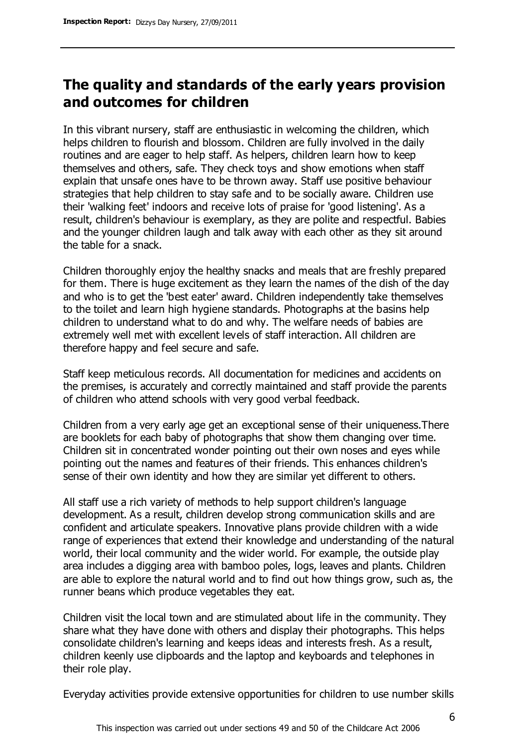## The quality and standards of the early years provision and outcomes for children

In this vibrant nursery, staff are enthusiastic in welcoming the children, which helps children to flourish and blossom. Children are fully involved in the daily routines and are eager to help staff. As helpers, children learn how to keep themselves and others, safe. They check toys and show emotions when staff explain that unsafe ones have to be thrown away. Staff use positive behaviour strategies that help children to stay safe and to be socially aware. Children use their 'walking feet' indoors and receive lots of praise for 'good listening'. As a result, children's behaviour is exemplary, as they are polite and respectful. Babies and the younger children laugh and talk away with each other as they sit around the table for a snack.

Children thoroughly enjoy the healthy snacks and meals that are freshly prepared for them. There is huge excitement as they learn the names of the dish of the day and who is to get the 'best eater' award. Children independently take themselves to the toilet and learn high hygiene standards. Photographs at the basins help children to understand what to do and why. The welfare needs of babies are extremely well met with excellent levels of staff interaction. All children are therefore happy and feel secure and safe.

Staff keep meticulous records. All documentation for medicines and accidents on the premises, is accurately and correctly maintained and staff provide the parents of children who attend schools with very good verbal feedback.

Children from a very early age get an exceptional sense of their uniqueness.There are booklets for each baby of photographs that show them changing over time. Children sit in concentrated wonder pointing out their own noses and eyes while pointing out the names and features of their friends. This enhances children's sense of their own identity and how they are similar yet different to others.

All staff use a rich variety of methods to help support children's language development. As a result, children develop strong communication skills and are confident and articulate speakers. Innovative plans provide children with a wide range of experiences that extend their knowledge and understanding of the natural world, their local community and the wider world. For example, the outside play area includes a digging area with bamboo poles, logs, leaves and plants. Children are able to explore the natural world and to find out how things grow, such as, the runner beans which produce vegetables they eat.

Children visit the local town and are stimulated about life in the community. They share what they have done with others and display their photographs. This helps consolidate children's learning and keeps ideas and interests fresh. As a result, children keenly use clipboards and the laptop and keyboards and telephones in their role play.

Everyday activities provide extensive opportunities for children to use number skills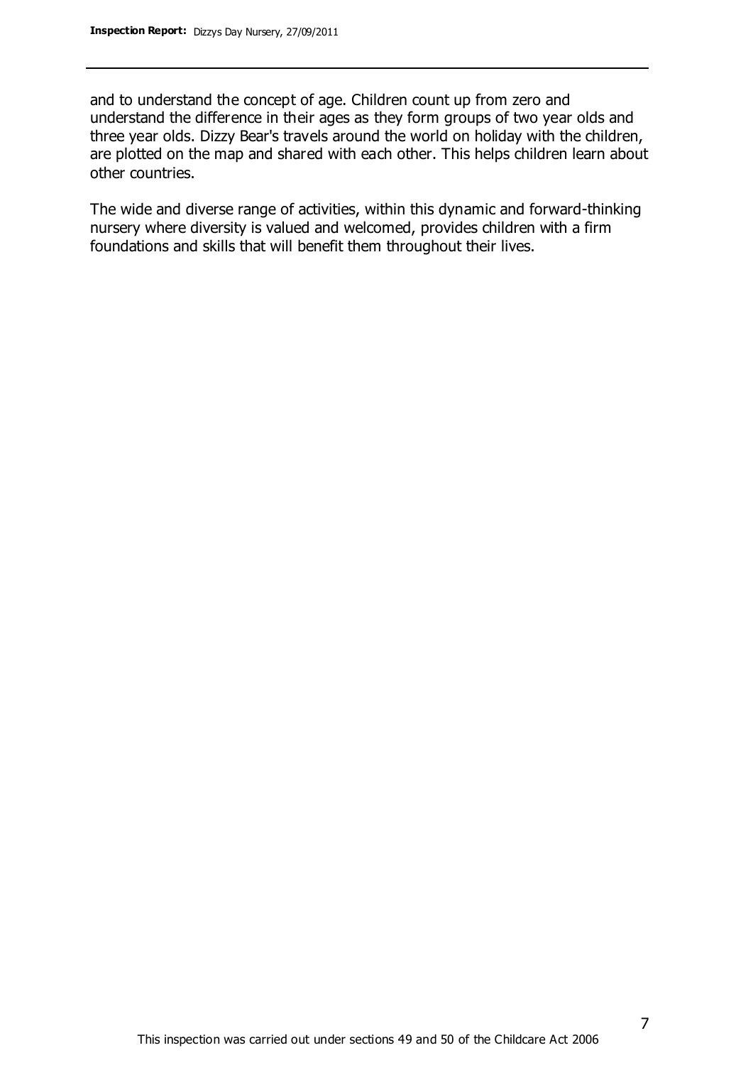and to understand the concept of age. Children count up from zero and understand the difference in their ages as they form groups of two year olds and three year olds. Dizzy Bear's travels around the world on holiday with the children, are plotted on the map and shared with each other. This helps children learn about other countries.

The wide and diverse range of activities, within this dynamic and forward-thinking nursery where diversity is valued and welcomed, provides children with a firm foundations and skills that will benefit them throughout their lives.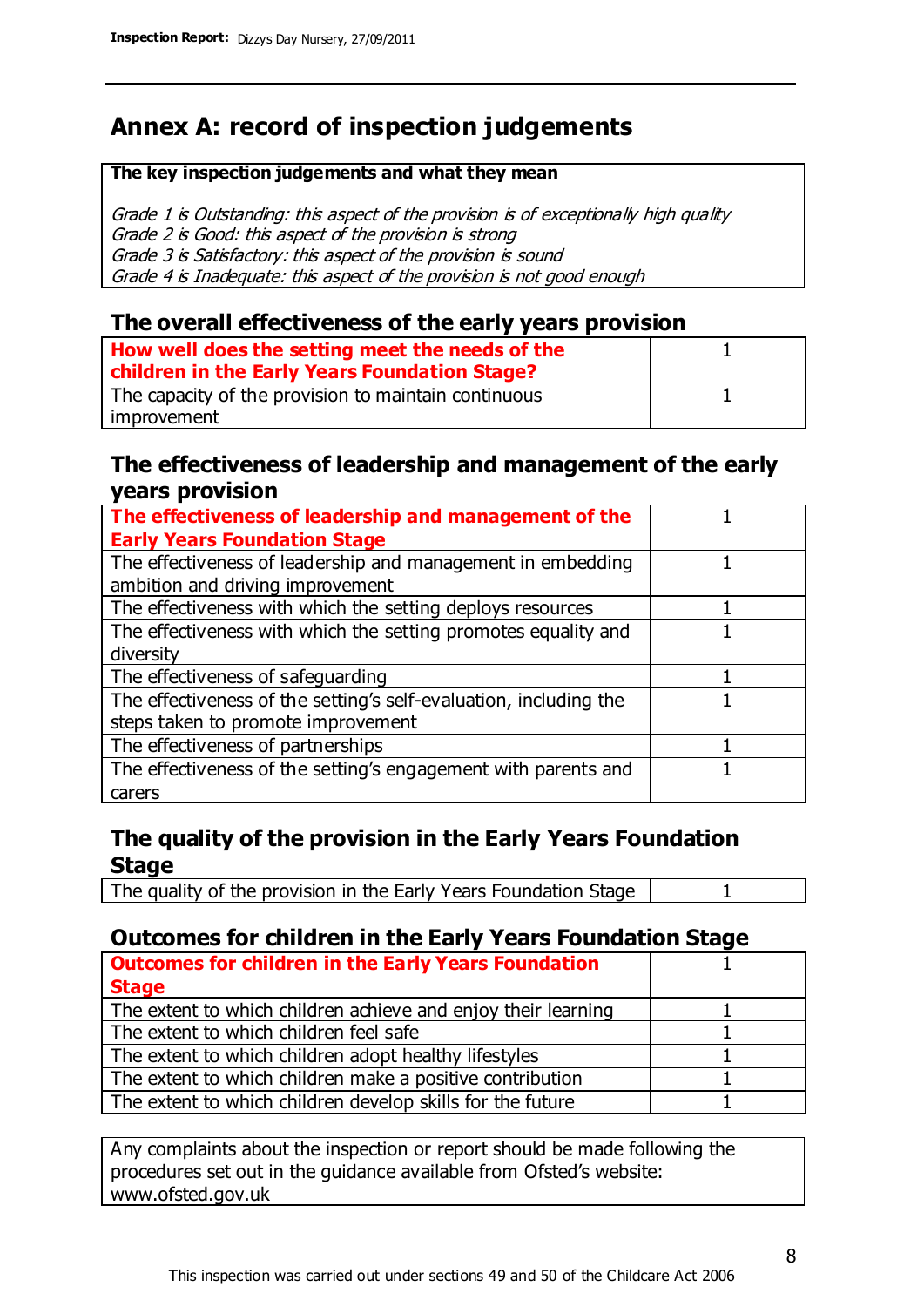## Annex A: record of inspection judgements

**The key inspection judgements and what they mean**

*Grade 1 is Outstanding: this aspect of the provision is of exceptionally high quality*
*Grade 2 is Good: this aspect of the provision is strong*
*Grade 3 is Satisfactory: this aspect of the provision is sound*
*Grade 4 is Inadequate: this aspect of the provision is not good enough*

### The overall effectiveness of the early years provision

| | |
|---|---|
| **How well does the setting meet the needs of the children in the Early Years Foundation Stage?** | 1 |
| The capacity of the provision to maintain continuous improvement | 1 |

### The effectiveness of leadership and management of the early years provision

| | |
|---|---|
| **The effectiveness of leadership and management of the Early Years Foundation Stage** | 1 |
| The effectiveness of leadership and management in embedding ambition and driving improvement | 1 |
| The effectiveness with which the setting deploys resources | 1 |
| The effectiveness with which the setting promotes equality and diversity | 1 |
| The effectiveness of safeguarding | 1 |
| The effectiveness of the setting's self-evaluation, including the steps taken to promote improvement | 1 |
| The effectiveness of partnerships | 1 |
| The effectiveness of the setting's engagement with parents and carers | 1 |

### The quality of the provision in the Early Years Foundation Stage

| | |
|---|---|
| The quality of the provision in the Early Years Foundation Stage | 1 |

### Outcomes for children in the Early Years Foundation Stage

| | |
|---|---|
| **Outcomes for children in the Early Years Foundation Stage** | 1 |
| The extent to which children achieve and enjoy their learning | 1 |
| The extent to which children feel safe | 1 |
| The extent to which children adopt healthy lifestyles | 1 |
| The extent to which children make a positive contribution | 1 |
| The extent to which children develop skills for the future | 1 |

Any complaints about the inspection or report should be made following the procedures set out in the guidance available from Ofsted's website: www.ofsted.gov.uk

This inspection was carried out under sections 49 and 50 of the Childcare Act 2006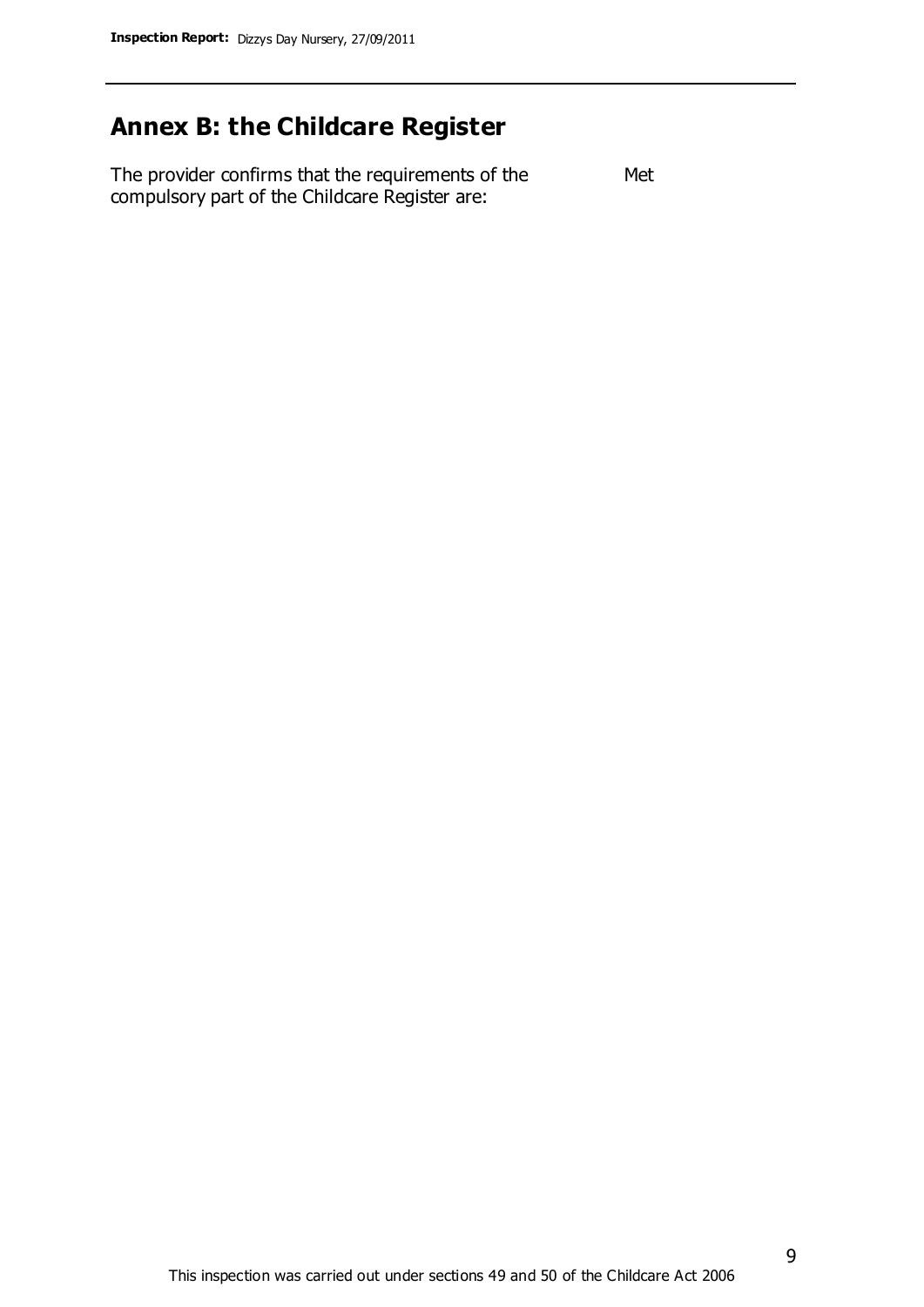## Annex B: the Childcare Register

| | |
|---|---|
| The provider confirms that the requirements of the compulsory part of the Childcare Register are: | Met |